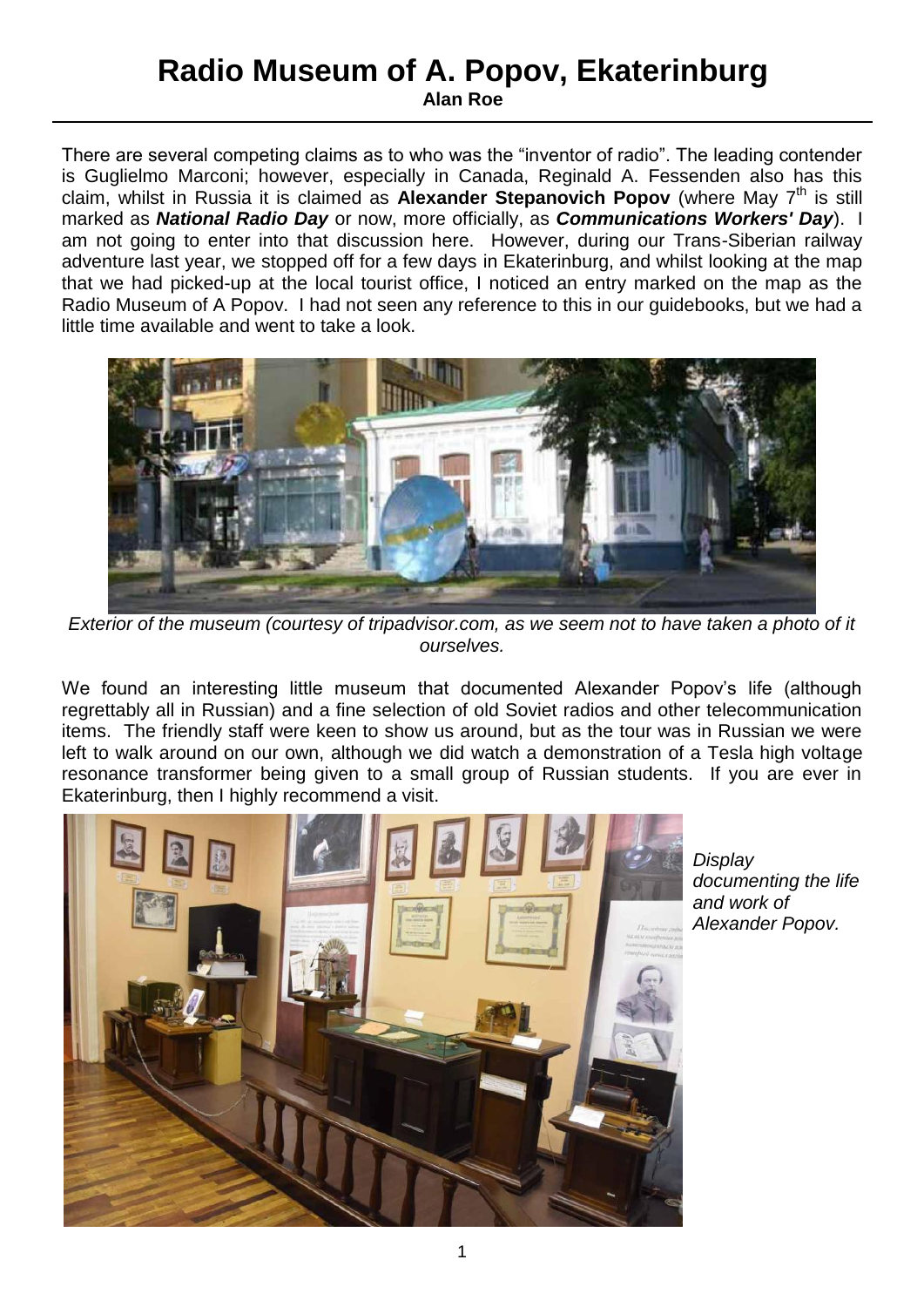# Radio Museum of A. Popov, Ekaterinburg

**Alan Roe**

There are several competing claims as to who was the "inventor of radio". The leading contender is Guglielmo Marconi; however, especially in Canada, Reginald A. Fessenden also has this claim, whilst in Russia it is claimed as **Alexander Stepanovich Popov** (where May 7th is still marked as ***National Radio Day*** or now, more officially, as ***Communications Workers' Day***). I am not going to enter into that discussion here. However, during our Trans-Siberian railway adventure last year, we stopped off for a few days in Ekaterinburg, and whilst looking at the map that we had picked-up at the local tourist office, I noticed an entry marked on the map as the Radio Museum of A Popov. I had not seen any reference to this in our guidebooks, but we had a little time available and went to take a look.

*Exterior of the museum (courtesy of tripadvisor.com, as we seem not to have taken a photo of it ourselves.*

We found an interesting little museum that documented Alexander Popov's life (although regrettably all in Russian) and a fine selection of old Soviet radios and other telecommunication items. The friendly staff were keen to show us around, but as the tour was in Russian we were left to walk around on our own, although we did watch a demonstration of a Tesla high voltage resonance transformer being given to a small group of Russian students. If you are ever in Ekaterinburg, then I highly recommend a visit.

*Display documenting the life and work of Alexander Popov.*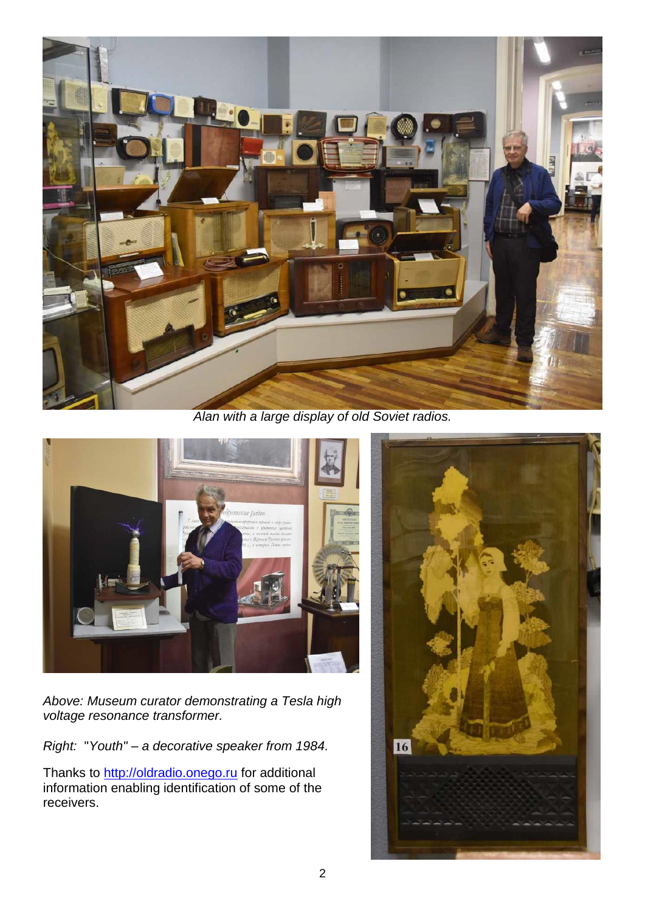*Alan with a large display of old Soviet radios.*

*Above: Museum curator demonstrating a Tesla high voltage resonance transformer.*

*Right: "Youth" – a decorative speaker from 1984.*

Thanks to http://oldradio.onego.ru for additional information enabling identification of some of the receivers.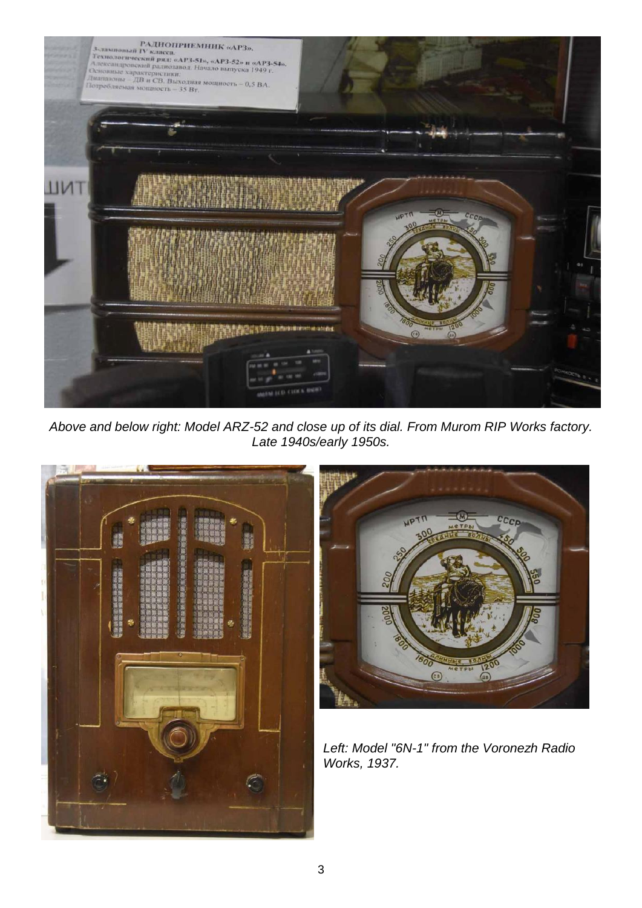*Above and below right: Model ARZ-52 and close up of its dial. From Murom RIP Works factory. Late 1940s/early 1950s.*

*Left: Model "6N-1" from the Voronezh Radio Works, 1937.*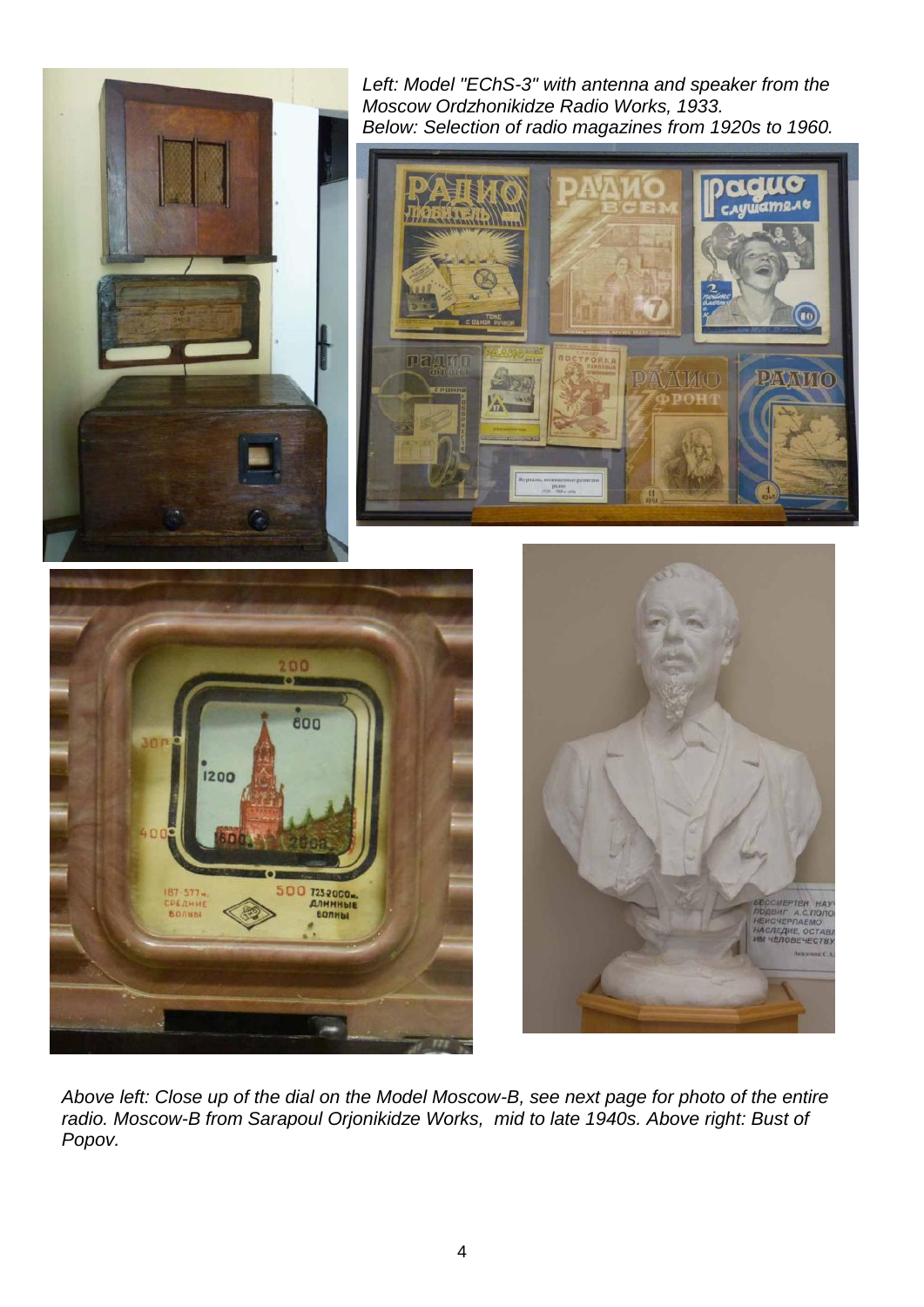*Left: Model "EChS-3" with antenna and speaker from the Moscow Ordzhonikidze Radio Works, 1933.*
*Below: Selection of radio magazines from 1920s to 1960.*

*Above left: Close up of the dial on the Model Moscow-B, see next page for photo of the entire radio. Moscow-B from Sarapoul Orjonikidze Works, mid to late 1940s. Above right: Bust of Popov.*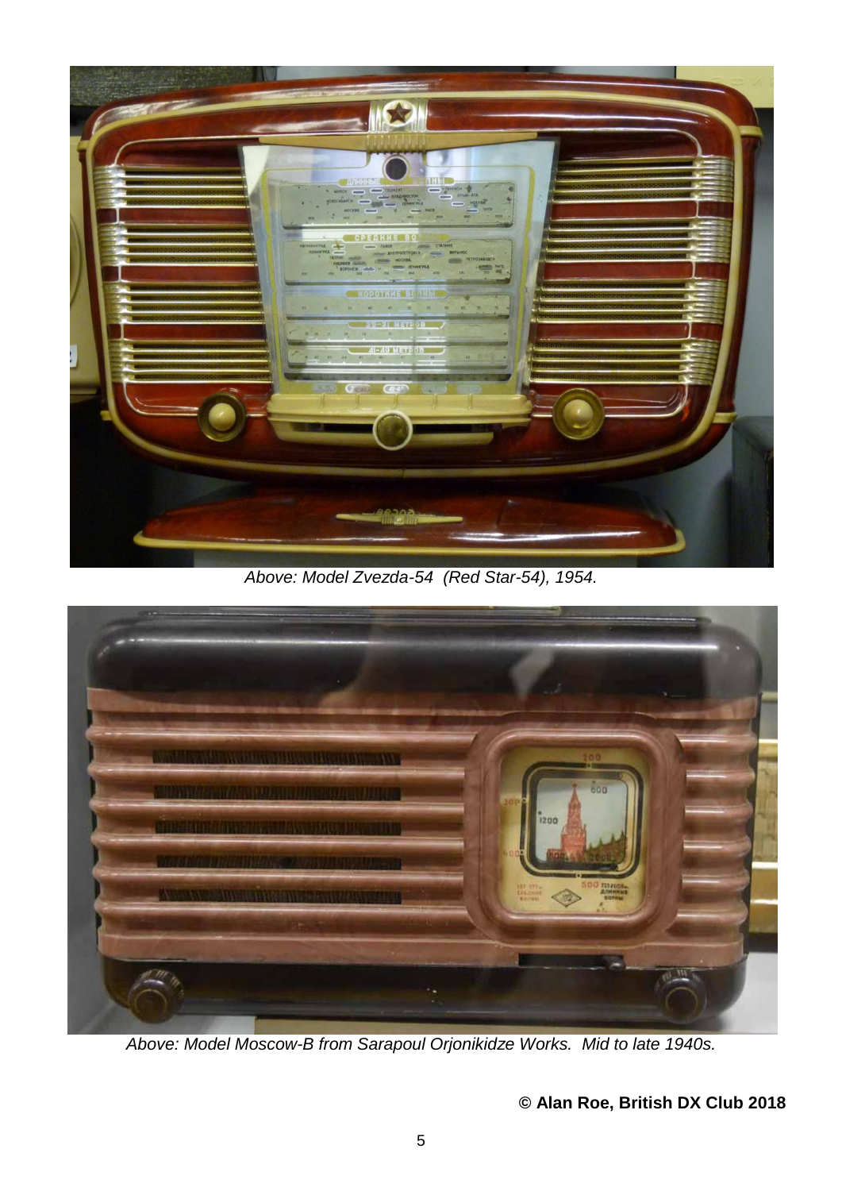*Above: Model Zvezda-54 (Red Star-54), 1954.*

*Above: Model Moscow-B from Sarapoul Orjonikidze Works. Mid to late 1940s.*

**© Alan Roe, British DX Club 2018**